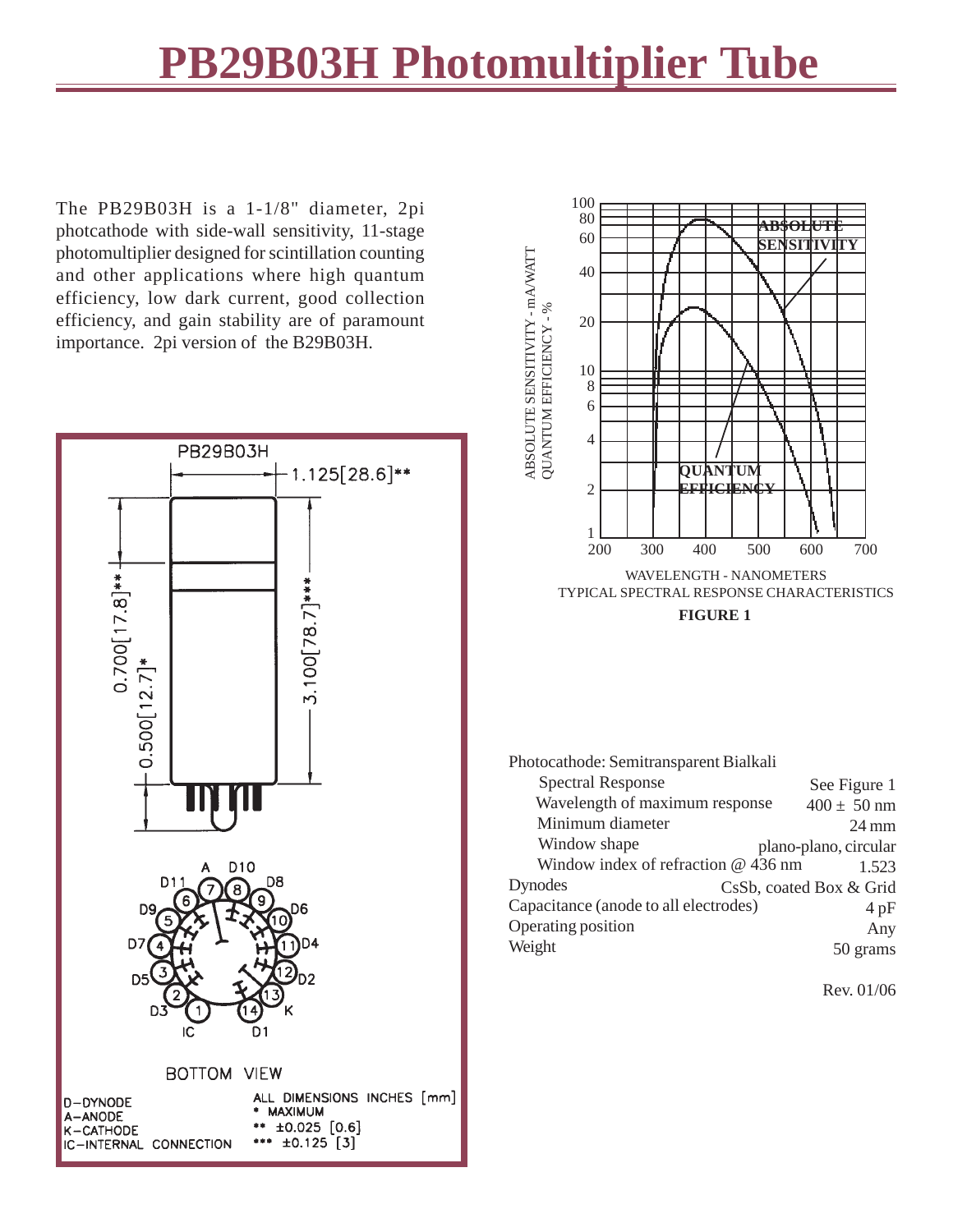# PB29B03H Photomultiplier Tube

The PB29B03H is a 1-1/8" diameter, 2pi photcathode with side-wall sensitivity, 11-stage photomultiplier designed for scintillation counting and other applications where high quantum efficiency, low dark current, good collection efficiency, and gain stability are of paramount importance. 2pi version of the B29B03H.

PB29B03H

1.125[28.6]**

0.700[17.8]**

0.500[12.7]*

3.100[78.7]***

BOTTOM VIEW

D–DYNODE
A–ANODE
K–CATHODE
IC–INTERNAL CONNECTION

ALL DIMENSIONS INCHES [mm]
\* MAXIMUM
\*\* ±0.025 [0.6]
\*\*\* ±0.125 [3]

WAVELENGTH - NANOMETERS

TYPICAL SPECTRAL RESPONSE CHARACTERISTICS

**FIGURE 1**

| Photocathode: Semitransparent Bialkali | |
|---|---|
| Spectral Response | See Figure 1 |
| Wavelength of maximum response | 400 ± 50 nm |
| Minimum diameter | 24 mm |
| Window shape | plano-plano, circular |
| Window index of refraction @ 436 nm | 1.523 |
| Dynodes | CsSb, coated Box & Grid |
| Capacitance (anode to all electrodes) | 4 pF |
| Operating position | Any |
| Weight | 50 grams |

Rev. 01/06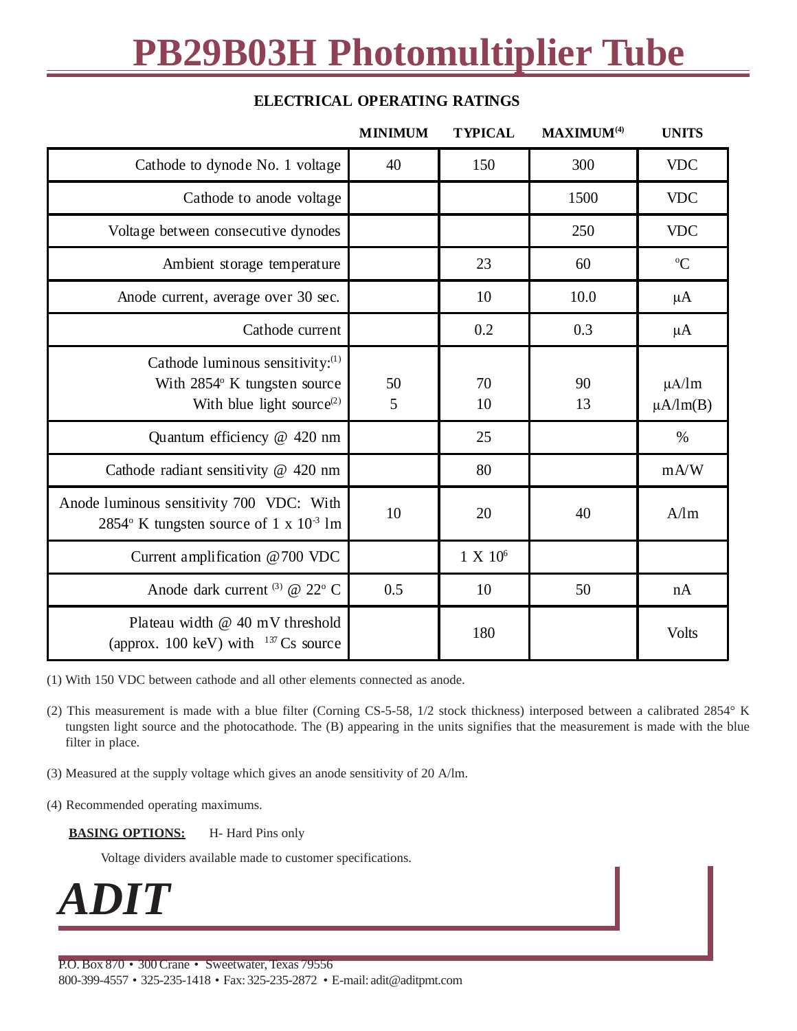# PB29B03H Photomultiplier Tube

**ELECTRICAL OPERATING RATINGS**

| | MINIMUM | TYPICAL | MAXIMUM[4] | UNITS |
|---|---|---|---|---|
| Cathode to dynode No. 1 voltage | 40 | 150 | 300 | VDC |
| Cathode to anode voltage | | | 1500 | VDC |
| Voltage between consecutive dynodes | | | 250 | VDC |
| Ambient storage temperature | | 23 | 60 | °C |
| Anode current, average over 30 sec. | | 10 | 10.0 | μA |
| Cathode current | | 0.2 | 0.3 | μA |
| Cathode luminous sensitivity:[1] With 2854° K tungsten source<br>With blue light source[2] | 50<br>5 | 70<br>10 | 90<br>13 | μA/lm<br>μA/lm(B) |
| Quantum efficiency @ 420 nm | | 25 | | % |
| Cathode radiant sensitivity @ 420 nm | | 80 | | mA/W |
| Anode luminous sensitivity 700 VDC: With 2854° K tungsten source of $1 \times 10^{-3}$ lm | 10 | 20 | 40 | A/lm |
| Current amplification @700 VDC | | $1 \times 10^{6}$ | | |
| Anode dark current [3] @ 22° C | 0.5 | 10 | 50 | nA |
| Plateau width @ 40 mV threshold (approx. 100 keV) with $^{137}$Cs source | | 180 | | Volts |

(1) With 150 VDC between cathode and all other elements connected as anode.

(2) This measurement is made with a blue filter (Corning CS-5-58, 1/2 stock thickness) interposed between a calibrated 2854° K tungsten light source and the photocathode. The (B) appearing in the units signifies that the measurement is made with the blue filter in place.

(3) Measured at the supply voltage which gives an anode sensitivity of 20 A/lm.

(4) Recommended operating maximums.

**BASING OPTIONS:** H- Hard Pins only

Voltage dividers available made to customer specifications.

***ADIT***

P.O. Box 870 • 300 Crane • Sweetwater, Texas 79556
800-399-4557 • 325-235-1418 • Fax: 325-235-2872 • E-mail: adit@aditpmt.com